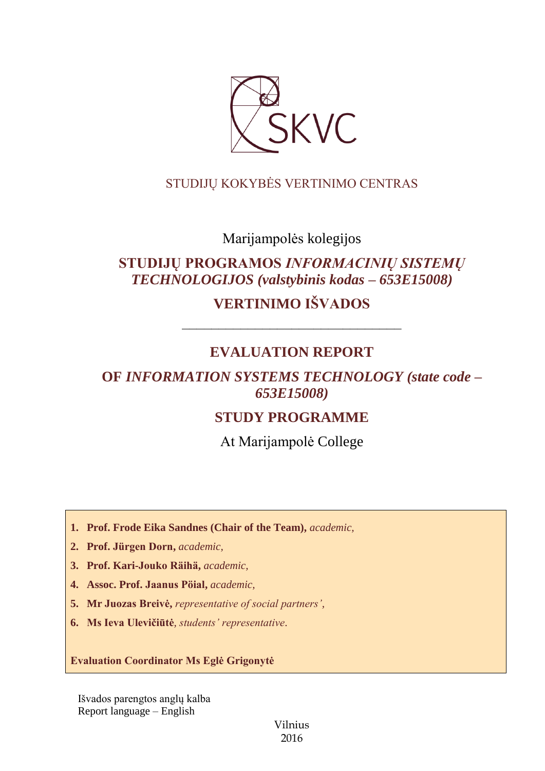SKVC

STUDIJŲ KOKYBĖS VERTINIMO CENTRAS

Marijampolės kolegijos

# STUDIJŲ PROGRAMOS *INFORMACINIŲ SISTEMŲ TECHNOLOGIJOS (valstybinis kodas – 653E15008)*

# VERTINIMO IŠVADOS

---

# EVALUATION REPORT

# OF *INFORMATION SYSTEMS TECHNOLOGY (state code – 653E15008)*

# STUDY PROGRAMME

At Marijampolė College

1. **Prof. Frode Eika Sandnes (Chair of the Team),** *academic,*
2. **Prof. Jürgen Dorn,** *academic,*
3. **Prof. Kari-Jouko Räihä,** *academic,*
4. **Assoc. Prof. Jaanus Pöial,** *academic,*
5. **Mr Juozas Breivė,** *representative of social partners',*
6. **Ms Ieva Ulevičiūtė**, *students' representative*.

**Evaluation Coordinator Ms Eglė Grigonytė**

Išvados parengtos anglų kalba
Report language – English

Vilnius
2016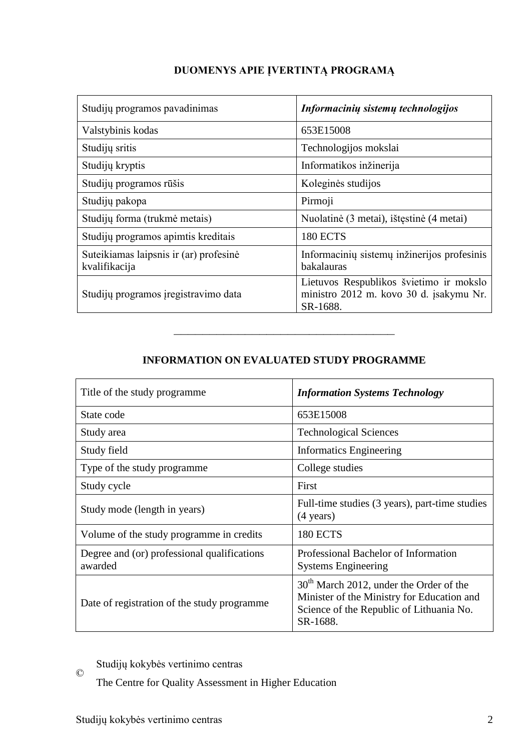## DUOMENYS APIE ĮVERTINTĄ PROGRAMĄ

| Studijų programos pavadinimas | ***Informacinių sistemų technologijos*** |
|---|---|
| Valstybinis kodas | 653E15008 |
| Studijų sritis | Technologijos mokslai |
| Studijų kryptis | Informatikos inžinerija |
| Studijų programos rūšis | Koleginės studijos |
| Studijų pakopa | Pirmoji |
| Studijų forma (trukmė metais) | Nuolatinė (3 metai), ištęstinė (4 metai) |
| Studijų programos apimtis kreditais | 180 ECTS |
| Suteikiamas laipsnis ir (ar) profesinė kvalifikacija | Informacinių sistemų inžinerijos profesinis bakalauras |
| Studijų programos įregistravimo data | Lietuvos Respublikos švietimo ir mokslo ministro 2012 m. kovo 30 d. įsakymu Nr. SR-1688. |

---

## INFORMATION ON EVALUATED STUDY PROGRAMME

| Title of the study programme | ***Information Systems Technology*** |
|---|---|
| State code | 653E15008 |
| Study area | Technological Sciences |
| Study field | Informatics Engineering |
| Type of the study programme | College studies |
| Study cycle | First |
| Study mode (length in years) | Full-time studies (3 years), part-time studies (4 years) |
| Volume of the study programme in credits | 180 ECTS |
| Degree and (or) professional qualifications awarded | Professional Bachelor of Information Systems Engineering |
| Date of registration of the study programme | 30th March 2012, under the Order of the Minister of the Ministry for Education and Science of the Republic of Lithuania No. SR-1688. |

© Studijų kokybės vertinimo centras

The Centre for Quality Assessment in Higher Education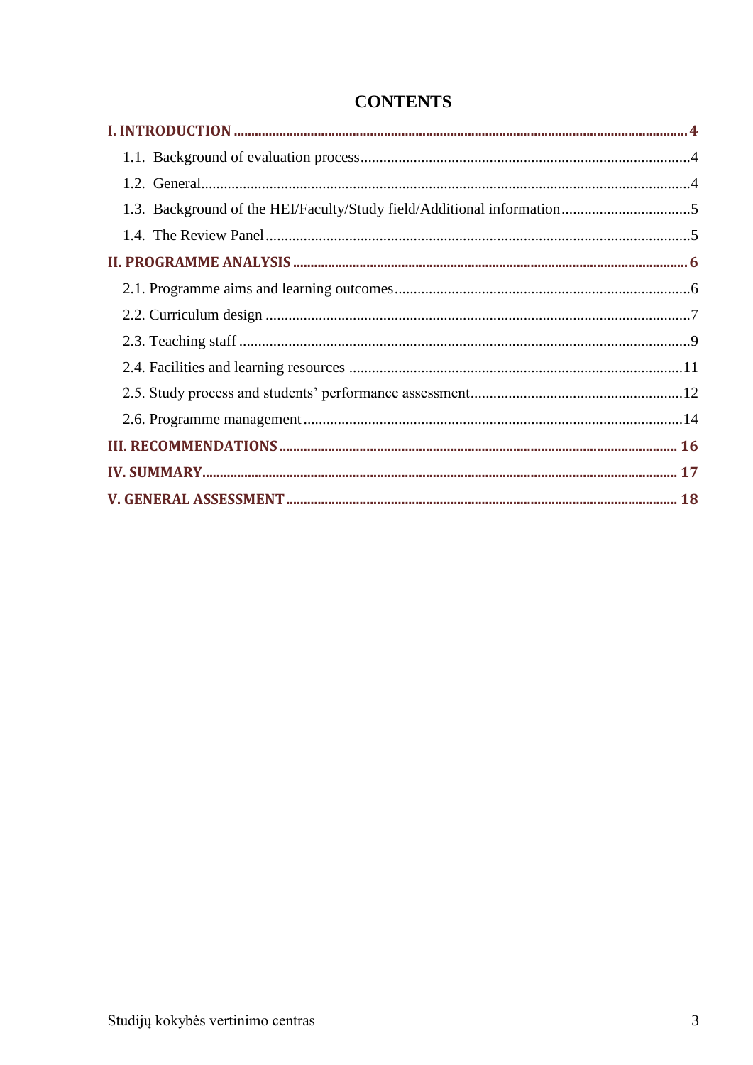# CONTENTS

**I. INTRODUCTION** .......... 4

1.1. Background of evaluation process .......... 4

1.2. General .......... 4

1.3. Background of the HEI/Faculty/Study field/Additional information .......... 5

1.4. The Review Panel .......... 5

**II. PROGRAMME ANALYSIS** .......... 6

2.1. Programme aims and learning outcomes .......... 6

2.2. Curriculum design .......... 7

2.3. Teaching staff .......... 9

2.4. Facilities and learning resources .......... 11

2.5. Study process and students' performance assessment .......... 12

2.6. Programme management .......... 14

**III. RECOMMENDATIONS** .......... 16

**IV. SUMMARY** .......... 17

**V. GENERAL ASSESSMENT** .......... 18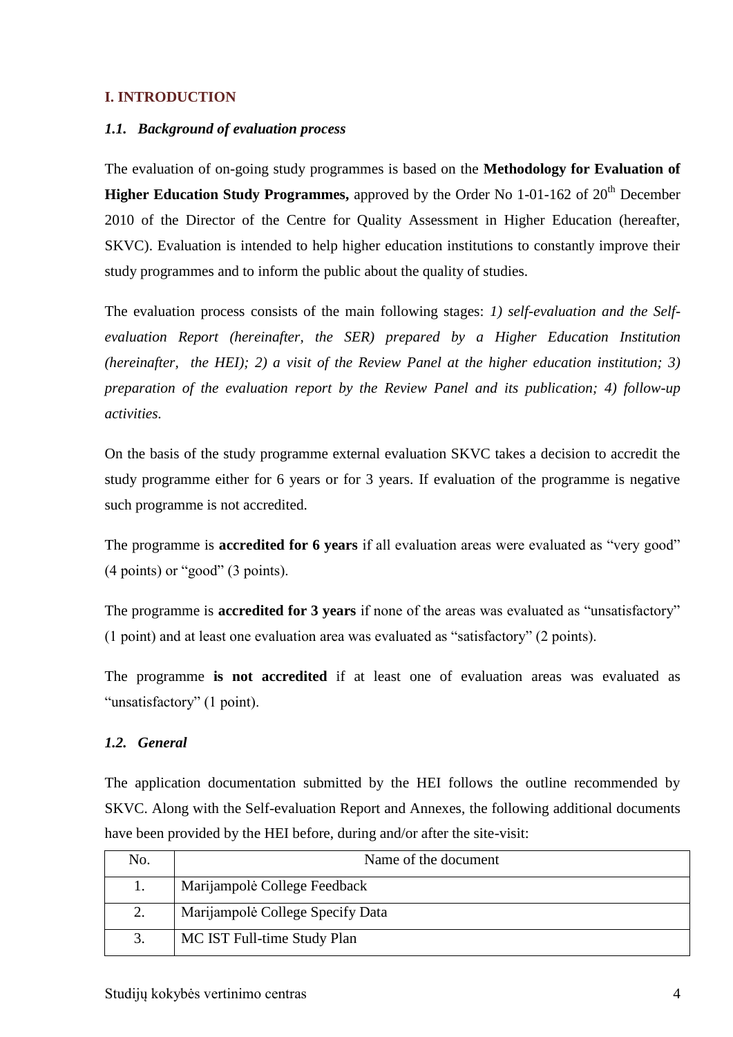## I. INTRODUCTION

### *1.1. Background of evaluation process*

The evaluation of on-going study programmes is based on the **Methodology for Evaluation of Higher Education Study Programmes,** approved by the Order No 1-01-162 of 20th December 2010 of the Director of the Centre for Quality Assessment in Higher Education (hereafter, SKVC). Evaluation is intended to help higher education institutions to constantly improve their study programmes and to inform the public about the quality of studies.

The evaluation process consists of the main following stages: *1) self-evaluation and the Self-evaluation Report (hereinafter, the SER) prepared by a Higher Education Institution (hereinafter, the HEI); 2) a visit of the Review Panel at the higher education institution; 3) preparation of the evaluation report by the Review Panel and its publication; 4) follow-up activities.*

On the basis of the study programme external evaluation SKVC takes a decision to accredit the study programme either for 6 years or for 3 years. If evaluation of the programme is negative such programme is not accredited.

The programme is **accredited for 6 years** if all evaluation areas were evaluated as "very good" (4 points) or "good" (3 points).

The programme is **accredited for 3 years** if none of the areas was evaluated as "unsatisfactory" (1 point) and at least one evaluation area was evaluated as "satisfactory" (2 points).

The programme **is not accredited** if at least one of evaluation areas was evaluated as "unsatisfactory" (1 point).

### *1.2. General*

The application documentation submitted by the HEI follows the outline recommended by SKVC. Along with the Self-evaluation Report and Annexes, the following additional documents have been provided by the HEI before, during and/or after the site-visit:

| No. | Name of the document |
|---|---|
| 1. | Marijampolė College Feedback |
| 2. | Marijampolė College Specify Data |
| 3. | MC IST Full-time Study Plan |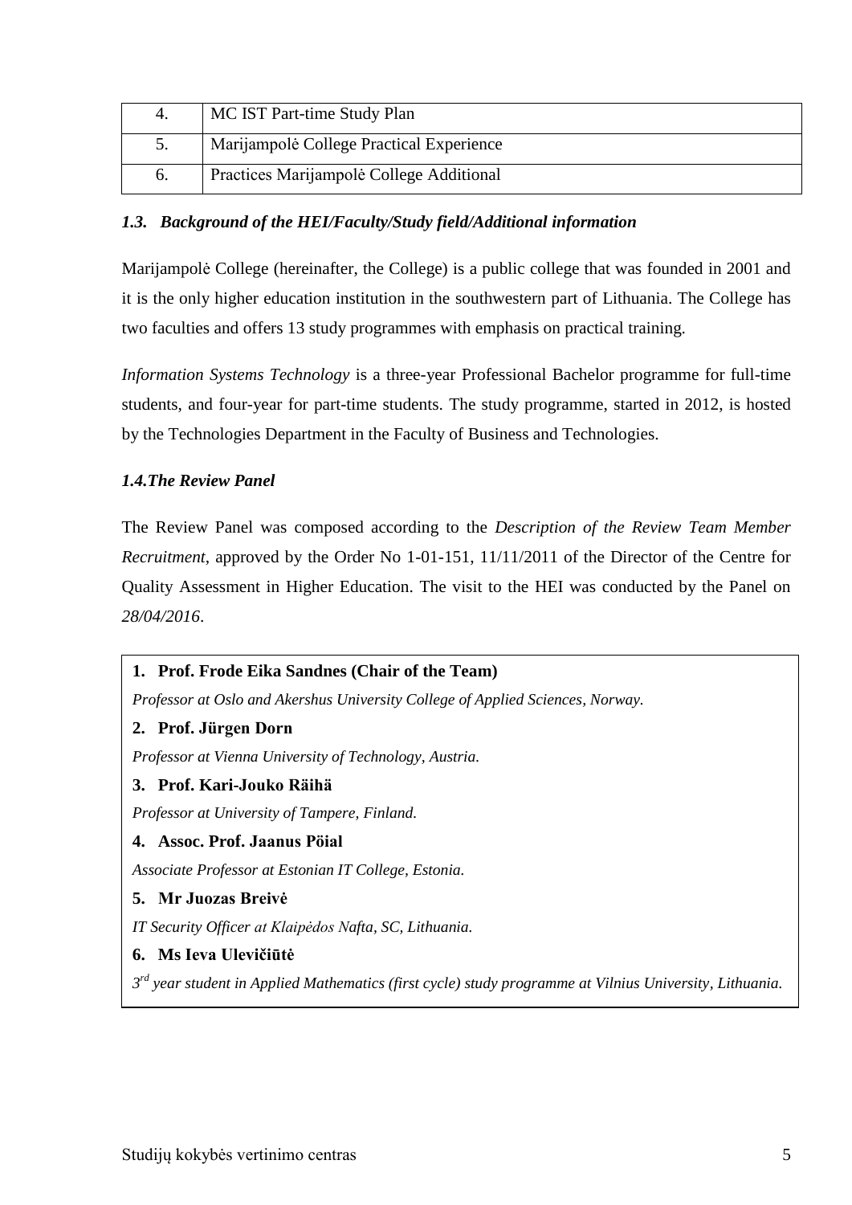| 4. | MC IST Part-time Study Plan |
|---|---|
| 5. | Marijampolė College Practical Experience |
| 6. | Practices Marijampolė College Additional |

### *1.3. Background of the HEI/Faculty/Study field/Additional information*

Marijampolė College (hereinafter, the College) is a public college that was founded in 2001 and it is the only higher education institution in the southwestern part of Lithuania. The College has two faculties and offers 13 study programmes with emphasis on practical training.

*Information Systems Technology* is a three-year Professional Bachelor programme for full-time students, and four-year for part-time students. The study programme, started in 2012, is hosted by the Technologies Department in the Faculty of Business and Technologies.

### *1.4.The Review Panel*

The Review Panel was composed according to the *Description of the Review Team Member Recruitment*, approved by the Order No 1-01-151, 11/11/2011 of the Director of the Centre for Quality Assessment in Higher Education. The visit to the HEI was conducted by the Panel on *28/04/2016*.

1. **Prof. Frode Eika Sandnes (Chair of the Team)**
   *Professor at Oslo and Akershus University College of Applied Sciences, Norway.*
2. **Prof. Jürgen Dorn**
   *Professor at Vienna University of Technology, Austria.*
3. **Prof. Kari-Jouko Räihä**
   *Professor at University of Tampere, Finland.*
4. **Assoc. Prof. Jaanus Pöial**
   *Associate Professor at Estonian IT College, Estonia.*
5. **Mr Juozas Breivė**
   *IT Security Officer at Klaipėdos Nafta, SC, Lithuania.*
6. **Ms Ieva Ulevičiūtė**
   *3rd year student in Applied Mathematics (first cycle) study programme at Vilnius University, Lithuania.*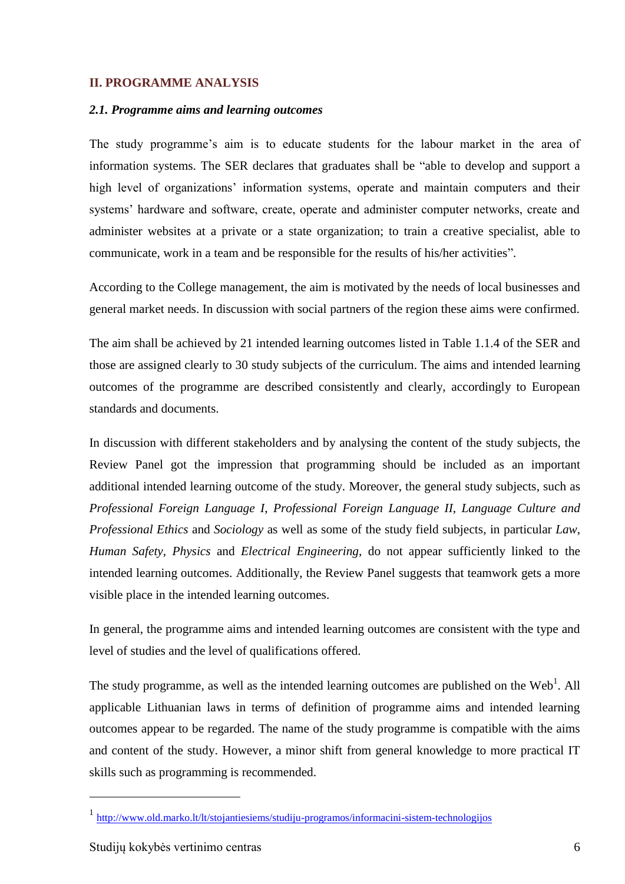## II. PROGRAMME ANALYSIS

### *2.1. Programme aims and learning outcomes*

The study programme's aim is to educate students for the labour market in the area of information systems. The SER declares that graduates shall be "able to develop and support a high level of organizations' information systems, operate and maintain computers and their systems' hardware and software, create, operate and administer computer networks, create and administer websites at a private or a state organization; to train a creative specialist, able to communicate, work in a team and be responsible for the results of his/her activities".

According to the College management, the aim is motivated by the needs of local businesses and general market needs. In discussion with social partners of the region these aims were confirmed.

The aim shall be achieved by 21 intended learning outcomes listed in Table 1.1.4 of the SER and those are assigned clearly to 30 study subjects of the curriculum. The aims and intended learning outcomes of the programme are described consistently and clearly, accordingly to European standards and documents.

In discussion with different stakeholders and by analysing the content of the study subjects, the Review Panel got the impression that programming should be included as an important additional intended learning outcome of the study. Moreover, the general study subjects, such as *Professional Foreign Language I*, *Professional Foreign Language II*, *Language Culture and Professional Ethics* and *Sociology* as well as some of the study field subjects, in particular *Law*, *Human Safety*, *Physics* and *Electrical Engineering*, do not appear sufficiently linked to the intended learning outcomes. Additionally, the Review Panel suggests that teamwork gets a more visible place in the intended learning outcomes.

In general, the programme aims and intended learning outcomes are consistent with the type and level of studies and the level of qualifications offered.

The study programme, as well as the intended learning outcomes are published on the Web[1]. All applicable Lithuanian laws in terms of definition of programme aims and intended learning outcomes appear to be regarded. The name of the study programme is compatible with the aims and content of the study. However, a minor shift from general knowledge to more practical IT skills such as programming is recommended.

---

[1] http://www.old.marko.lt/lt/stojantiesiems/studiju-programos/informacini-sistem-technologijos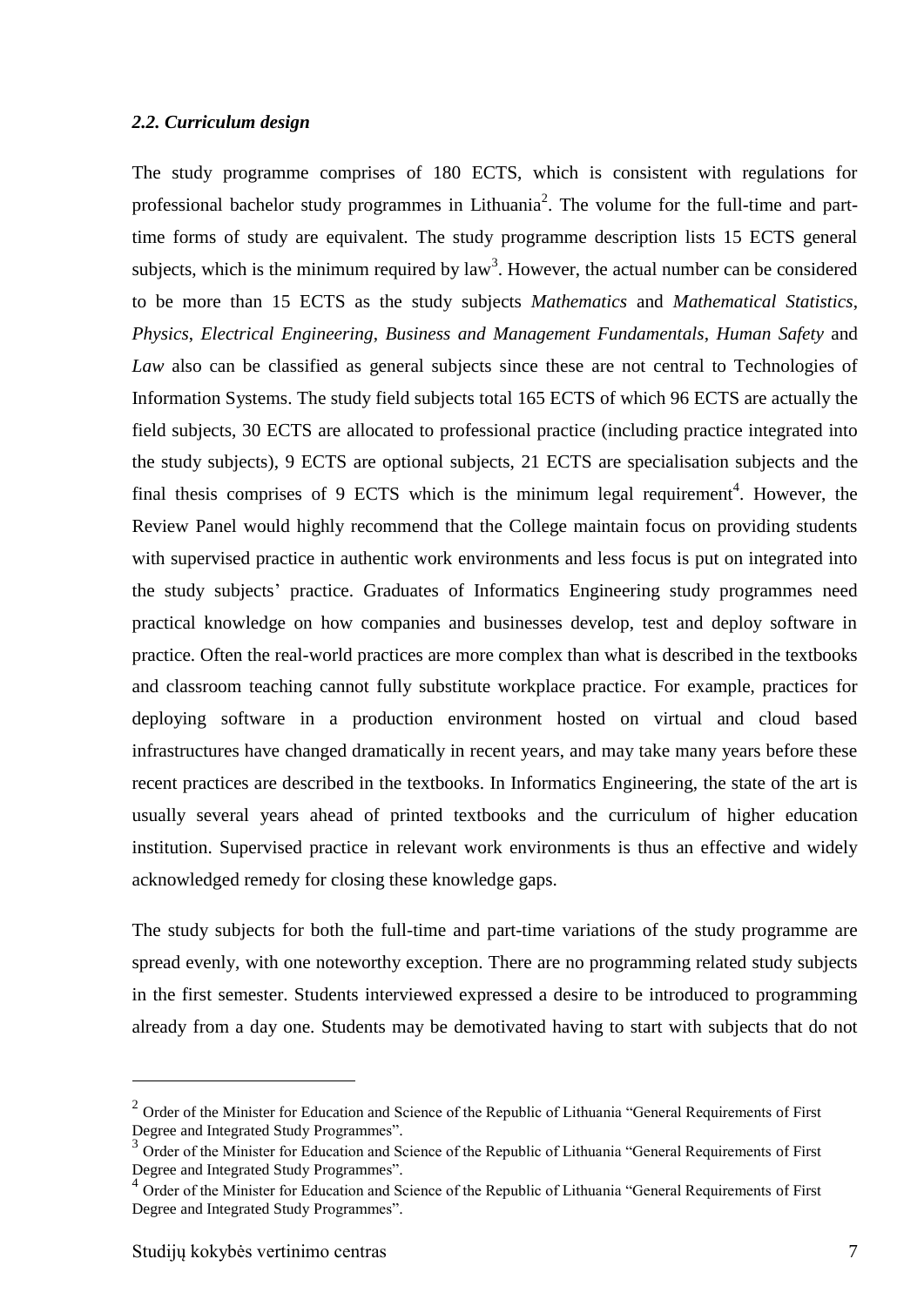### *2.2. Curriculum design*

The study programme comprises of 180 ECTS, which is consistent with regulations for professional bachelor study programmes in Lithuania[2]. The volume for the full-time and part-time forms of study are equivalent. The study programme description lists 15 ECTS general subjects, which is the minimum required by law[3]. However, the actual number can be considered to be more than 15 ECTS as the study subjects *Mathematics* and *Mathematical Statistics*, *Physics*, *Electrical Engineering*, *Business and Management Fundamentals*, *Human Safety* and *Law* also can be classified as general subjects since these are not central to Technologies of Information Systems. The study field subjects total 165 ECTS of which 96 ECTS are actually the field subjects, 30 ECTS are allocated to professional practice (including practice integrated into the study subjects), 9 ECTS are optional subjects, 21 ECTS are specialisation subjects and the final thesis comprises of 9 ECTS which is the minimum legal requirement[4]. However, the Review Panel would highly recommend that the College maintain focus on providing students with supervised practice in authentic work environments and less focus is put on integrated into the study subjects' practice. Graduates of Informatics Engineering study programmes need practical knowledge on how companies and businesses develop, test and deploy software in practice. Often the real-world practices are more complex than what is described in the textbooks and classroom teaching cannot fully substitute workplace practice. For example, practices for deploying software in a production environment hosted on virtual and cloud based infrastructures have changed dramatically in recent years, and may take many years before these recent practices are described in the textbooks. In Informatics Engineering, the state of the art is usually several years ahead of printed textbooks and the curriculum of higher education institution. Supervised practice in relevant work environments is thus an effective and widely acknowledged remedy for closing these knowledge gaps.

The study subjects for both the full-time and part-time variations of the study programme are spread evenly, with one noteworthy exception. There are no programming related study subjects in the first semester. Students interviewed expressed a desire to be introduced to programming already from a day one. Students may be demotivated having to start with subjects that do not

---

[2] Order of the Minister for Education and Science of the Republic of Lithuania "General Requirements of First Degree and Integrated Study Programmes".

[3] Order of the Minister for Education and Science of the Republic of Lithuania "General Requirements of First Degree and Integrated Study Programmes".

[4] Order of the Minister for Education and Science of the Republic of Lithuania "General Requirements of First Degree and Integrated Study Programmes".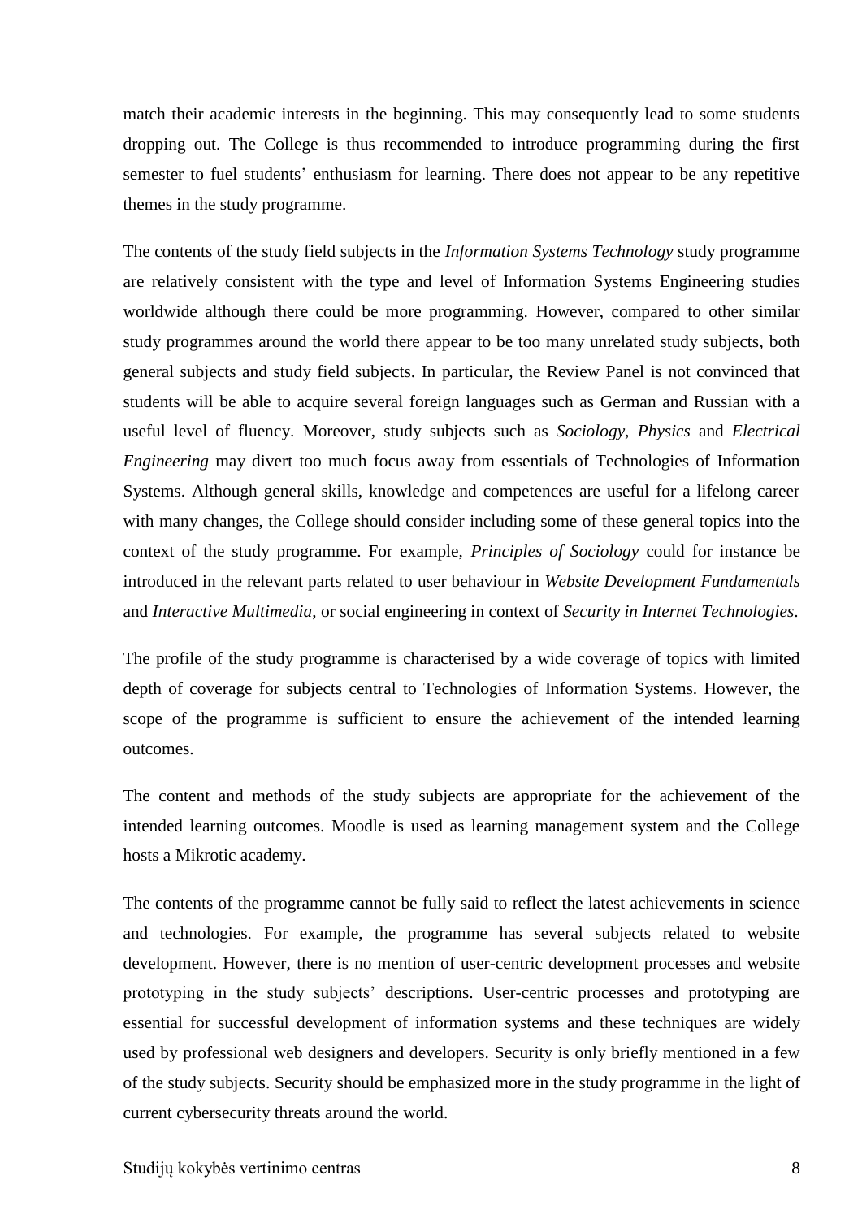match their academic interests in the beginning. This may consequently lead to some students dropping out. The College is thus recommended to introduce programming during the first semester to fuel students' enthusiasm for learning. There does not appear to be any repetitive themes in the study programme.

The contents of the study field subjects in the *Information Systems Technology* study programme are relatively consistent with the type and level of Information Systems Engineering studies worldwide although there could be more programming. However, compared to other similar study programmes around the world there appear to be too many unrelated study subjects, both general subjects and study field subjects. In particular, the Review Panel is not convinced that students will be able to acquire several foreign languages such as German and Russian with a useful level of fluency. Moreover, study subjects such as *Sociology*, *Physics* and *Electrical Engineering* may divert too much focus away from essentials of Technologies of Information Systems. Although general skills, knowledge and competences are useful for a lifelong career with many changes, the College should consider including some of these general topics into the context of the study programme. For example, *Principles of Sociology* could for instance be introduced in the relevant parts related to user behaviour in *Website Development Fundamentals* and *Interactive Multimedia*, or social engineering in context of *Security in Internet Technologies*.

The profile of the study programme is characterised by a wide coverage of topics with limited depth of coverage for subjects central to Technologies of Information Systems. However, the scope of the programme is sufficient to ensure the achievement of the intended learning outcomes.

The content and methods of the study subjects are appropriate for the achievement of the intended learning outcomes. Moodle is used as learning management system and the College hosts a Mikrotic academy.

The contents of the programme cannot be fully said to reflect the latest achievements in science and technologies. For example, the programme has several subjects related to website development. However, there is no mention of user-centric development processes and website prototyping in the study subjects' descriptions. User-centric processes and prototyping are essential for successful development of information systems and these techniques are widely used by professional web designers and developers. Security is only briefly mentioned in a few of the study subjects. Security should be emphasized more in the study programme in the light of current cybersecurity threats around the world.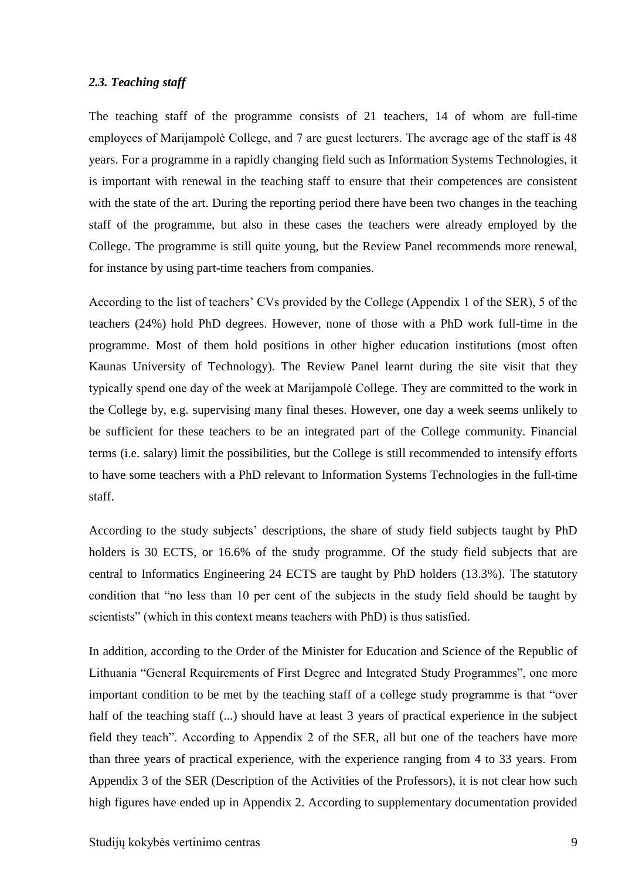### *2.3. Teaching staff*

The teaching staff of the programme consists of 21 teachers, 14 of whom are full-time employees of Marijampolė College, and 7 are guest lecturers. The average age of the staff is 48 years. For a programme in a rapidly changing field such as Information Systems Technologies, it is important with renewal in the teaching staff to ensure that their competences are consistent with the state of the art. During the reporting period there have been two changes in the teaching staff of the programme, but also in these cases the teachers were already employed by the College. The programme is still quite young, but the Review Panel recommends more renewal, for instance by using part-time teachers from companies.

According to the list of teachers' CVs provided by the College (Appendix 1 of the SER), 5 of the teachers (24%) hold PhD degrees. However, none of those with a PhD work full-time in the programme. Most of them hold positions in other higher education institutions (most often Kaunas University of Technology). The Review Panel learnt during the site visit that they typically spend one day of the week at Marijampolė College. They are committed to the work in the College by, e.g. supervising many final theses. However, one day a week seems unlikely to be sufficient for these teachers to be an integrated part of the College community. Financial terms (i.e. salary) limit the possibilities, but the College is still recommended to intensify efforts to have some teachers with a PhD relevant to Information Systems Technologies in the full-time staff.

According to the study subjects' descriptions, the share of study field subjects taught by PhD holders is 30 ECTS, or 16.6% of the study programme. Of the study field subjects that are central to Informatics Engineering 24 ECTS are taught by PhD holders (13.3%). The statutory condition that "no less than 10 per cent of the subjects in the study field should be taught by scientists" (which in this context means teachers with PhD) is thus satisfied.

In addition, according to the Order of the Minister for Education and Science of the Republic of Lithuania "General Requirements of First Degree and Integrated Study Programmes", one more important condition to be met by the teaching staff of a college study programme is that "over half of the teaching staff (...) should have at least 3 years of practical experience in the subject field they teach". According to Appendix 2 of the SER, all but one of the teachers have more than three years of practical experience, with the experience ranging from 4 to 33 years. From Appendix 3 of the SER (Description of the Activities of the Professors), it is not clear how such high figures have ended up in Appendix 2. According to supplementary documentation provided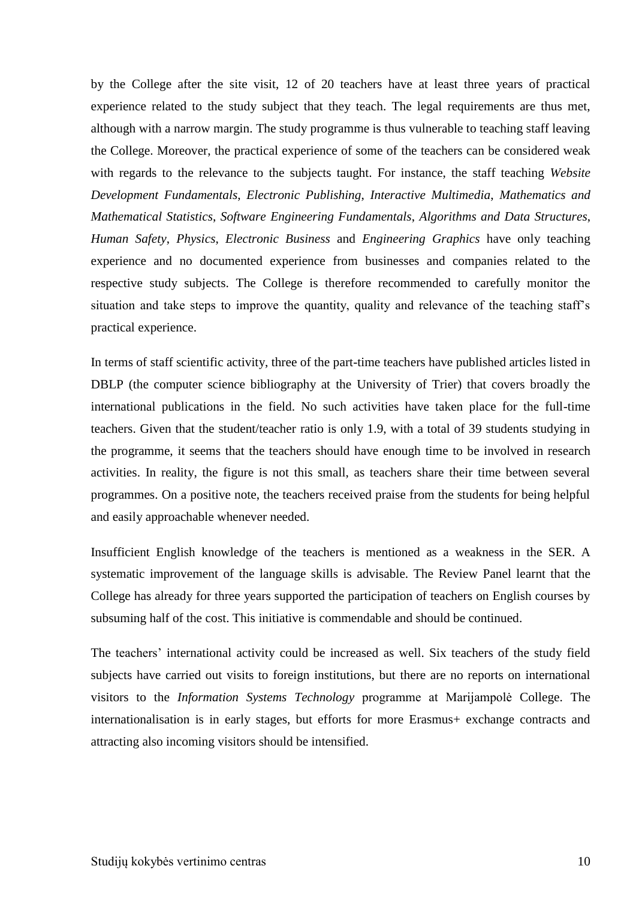by the College after the site visit, 12 of 20 teachers have at least three years of practical experience related to the study subject that they teach. The legal requirements are thus met, although with a narrow margin. The study programme is thus vulnerable to teaching staff leaving the College. Moreover, the practical experience of some of the teachers can be considered weak with regards to the relevance to the subjects taught. For instance, the staff teaching *Website Development Fundamentals*, *Electronic Publishing*, *Interactive Multimedia*, *Mathematics and Mathematical Statistics*, *Software Engineering Fundamentals*, *Algorithms and Data Structures*, *Human Safety*, *Physics*, *Electronic Business* and *Engineering Graphics* have only teaching experience and no documented experience from businesses and companies related to the respective study subjects. The College is therefore recommended to carefully monitor the situation and take steps to improve the quantity, quality and relevance of the teaching staff's practical experience.

In terms of staff scientific activity, three of the part-time teachers have published articles listed in DBLP (the computer science bibliography at the University of Trier) that covers broadly the international publications in the field. No such activities have taken place for the full-time teachers. Given that the student/teacher ratio is only 1.9, with a total of 39 students studying in the programme, it seems that the teachers should have enough time to be involved in research activities. In reality, the figure is not this small, as teachers share their time between several programmes. On a positive note, the teachers received praise from the students for being helpful and easily approachable whenever needed.

Insufficient English knowledge of the teachers is mentioned as a weakness in the SER. A systematic improvement of the language skills is advisable. The Review Panel learnt that the College has already for three years supported the participation of teachers on English courses by subsuming half of the cost. This initiative is commendable and should be continued.

The teachers' international activity could be increased as well. Six teachers of the study field subjects have carried out visits to foreign institutions, but there are no reports on international visitors to the *Information Systems Technology* programme at Marijampolė College. The internationalisation is in early stages, but efforts for more Erasmus+ exchange contracts and attracting also incoming visitors should be intensified.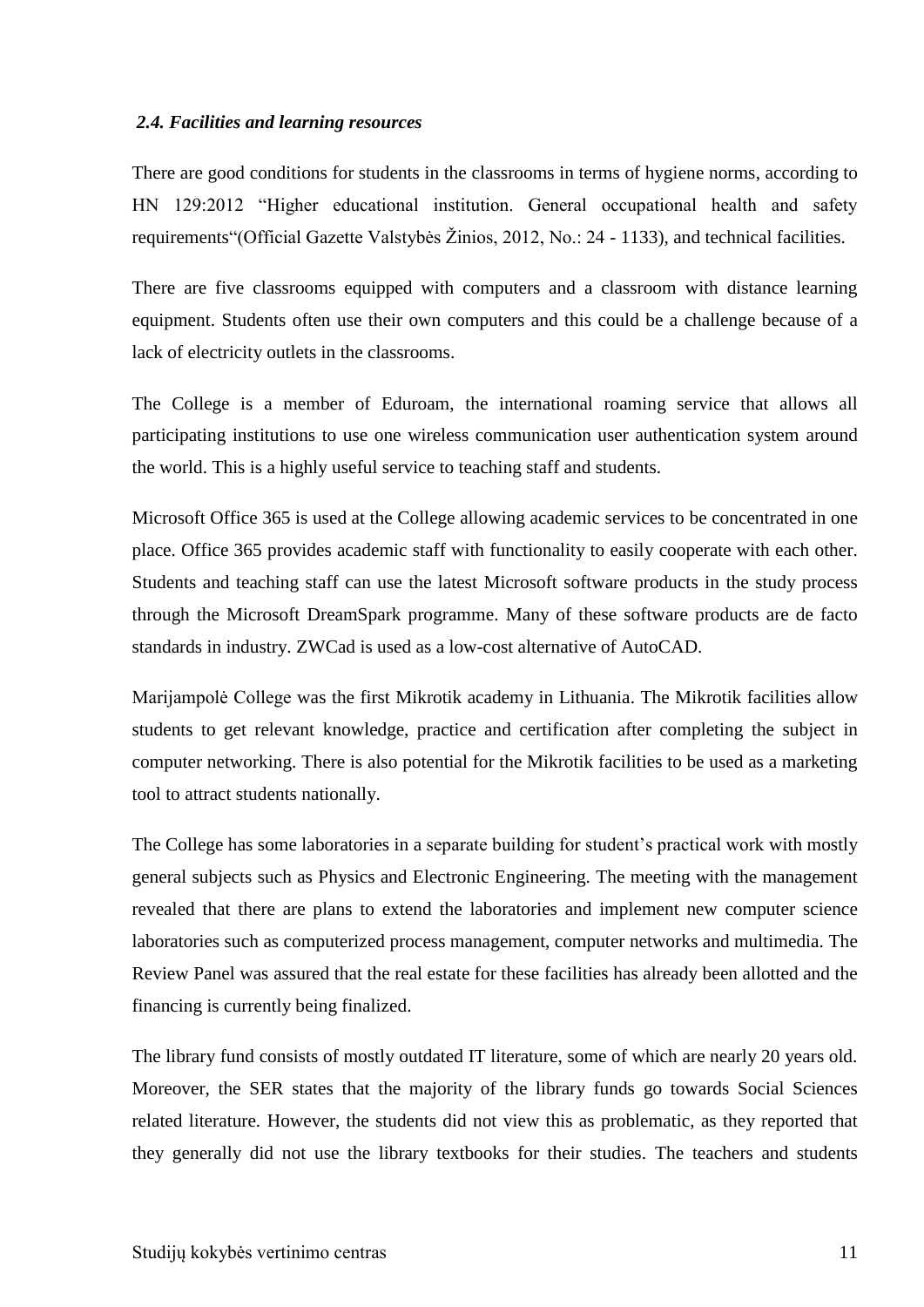### *2.4. Facilities and learning resources*

There are good conditions for students in the classrooms in terms of hygiene norms, according to HN 129:2012 "Higher educational institution. General occupational health and safety requirements"(Official Gazette Valstybės Žinios, 2012, No.: 24 - 1133), and technical facilities.

There are five classrooms equipped with computers and a classroom with distance learning equipment. Students often use their own computers and this could be a challenge because of a lack of electricity outlets in the classrooms.

The College is a member of Eduroam, the international roaming service that allows all participating institutions to use one wireless communication user authentication system around the world. This is a highly useful service to teaching staff and students.

Microsoft Office 365 is used at the College allowing academic services to be concentrated in one place. Office 365 provides academic staff with functionality to easily cooperate with each other. Students and teaching staff can use the latest Microsoft software products in the study process through the Microsoft DreamSpark programme. Many of these software products are de facto standards in industry. ZWCad is used as a low-cost alternative of AutoCAD.

Marijampolė College was the first Mikrotik academy in Lithuania. The Mikrotik facilities allow students to get relevant knowledge, practice and certification after completing the subject in computer networking. There is also potential for the Mikrotik facilities to be used as a marketing tool to attract students nationally.

The College has some laboratories in a separate building for student's practical work with mostly general subjects such as Physics and Electronic Engineering. The meeting with the management revealed that there are plans to extend the laboratories and implement new computer science laboratories such as computerized process management, computer networks and multimedia. The Review Panel was assured that the real estate for these facilities has already been allotted and the financing is currently being finalized.

The library fund consists of mostly outdated IT literature, some of which are nearly 20 years old. Moreover, the SER states that the majority of the library funds go towards Social Sciences related literature. However, the students did not view this as problematic, as they reported that they generally did not use the library textbooks for their studies. The teachers and students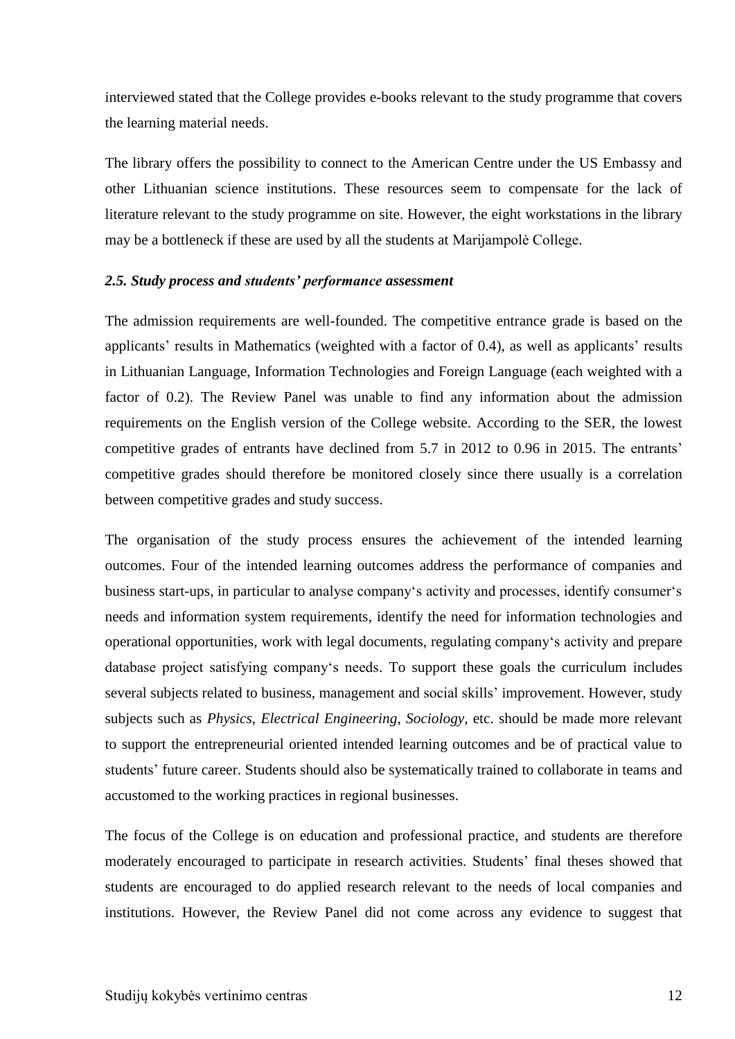interviewed stated that the College provides e-books relevant to the study programme that covers the learning material needs.

The library offers the possibility to connect to the American Centre under the US Embassy and other Lithuanian science institutions. These resources seem to compensate for the lack of literature relevant to the study programme on site. However, the eight workstations in the library may be a bottleneck if these are used by all the students at Marijampolė College.

### *2.5. Study process and students' performance assessment*

The admission requirements are well-founded. The competitive entrance grade is based on the applicants' results in Mathematics (weighted with a factor of 0.4), as well as applicants' results in Lithuanian Language, Information Technologies and Foreign Language (each weighted with a factor of 0.2). The Review Panel was unable to find any information about the admission requirements on the English version of the College website. According to the SER, the lowest competitive grades of entrants have declined from 5.7 in 2012 to 0.96 in 2015. The entrants' competitive grades should therefore be monitored closely since there usually is a correlation between competitive grades and study success.

The organisation of the study process ensures the achievement of the intended learning outcomes. Four of the intended learning outcomes address the performance of companies and business start-ups, in particular to analyse company's activity and processes, identify consumer's needs and information system requirements, identify the need for information technologies and operational opportunities, work with legal documents, regulating company's activity and prepare database project satisfying company's needs. To support these goals the curriculum includes several subjects related to business, management and social skills' improvement. However, study subjects such as *Physics*, *Electrical Engineering*, *Sociology*, etc. should be made more relevant to support the entrepreneurial oriented intended learning outcomes and be of practical value to students' future career. Students should also be systematically trained to collaborate in teams and accustomed to the working practices in regional businesses.

The focus of the College is on education and professional practice, and students are therefore moderately encouraged to participate in research activities. Students' final theses showed that students are encouraged to do applied research relevant to the needs of local companies and institutions. However, the Review Panel did not come across any evidence to suggest that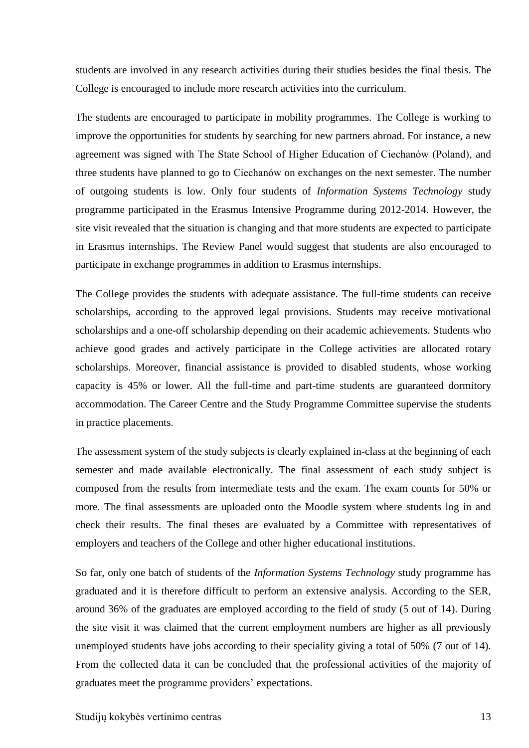students are involved in any research activities during their studies besides the final thesis. The College is encouraged to include more research activities into the curriculum.

The students are encouraged to participate in mobility programmes. The College is working to improve the opportunities for students by searching for new partners abroad. For instance, a new agreement was signed with The State School of Higher Education of Ciechanów (Poland), and three students have planned to go to Ciechanów on exchanges on the next semester. The number of outgoing students is low. Only four students of *Information Systems Technology* study programme participated in the Erasmus Intensive Programme during 2012-2014. However, the site visit revealed that the situation is changing and that more students are expected to participate in Erasmus internships. The Review Panel would suggest that students are also encouraged to participate in exchange programmes in addition to Erasmus internships.

The College provides the students with adequate assistance. The full-time students can receive scholarships, according to the approved legal provisions. Students may receive motivational scholarships and a one-off scholarship depending on their academic achievements. Students who achieve good grades and actively participate in the College activities are allocated rotary scholarships. Moreover, financial assistance is provided to disabled students, whose working capacity is 45% or lower. All the full-time and part-time students are guaranteed dormitory accommodation. The Career Centre and the Study Programme Committee supervise the students in practice placements.

The assessment system of the study subjects is clearly explained in-class at the beginning of each semester and made available electronically. The final assessment of each study subject is composed from the results from intermediate tests and the exam. The exam counts for 50% or more. The final assessments are uploaded onto the Moodle system where students log in and check their results. The final theses are evaluated by a Committee with representatives of employers and teachers of the College and other higher educational institutions.

So far, only one batch of students of the *Information Systems Technology* study programme has graduated and it is therefore difficult to perform an extensive analysis. According to the SER, around 36% of the graduates are employed according to the field of study (5 out of 14). During the site visit it was claimed that the current employment numbers are higher as all previously unemployed students have jobs according to their speciality giving a total of 50% (7 out of 14). From the collected data it can be concluded that the professional activities of the majority of graduates meet the programme providers' expectations.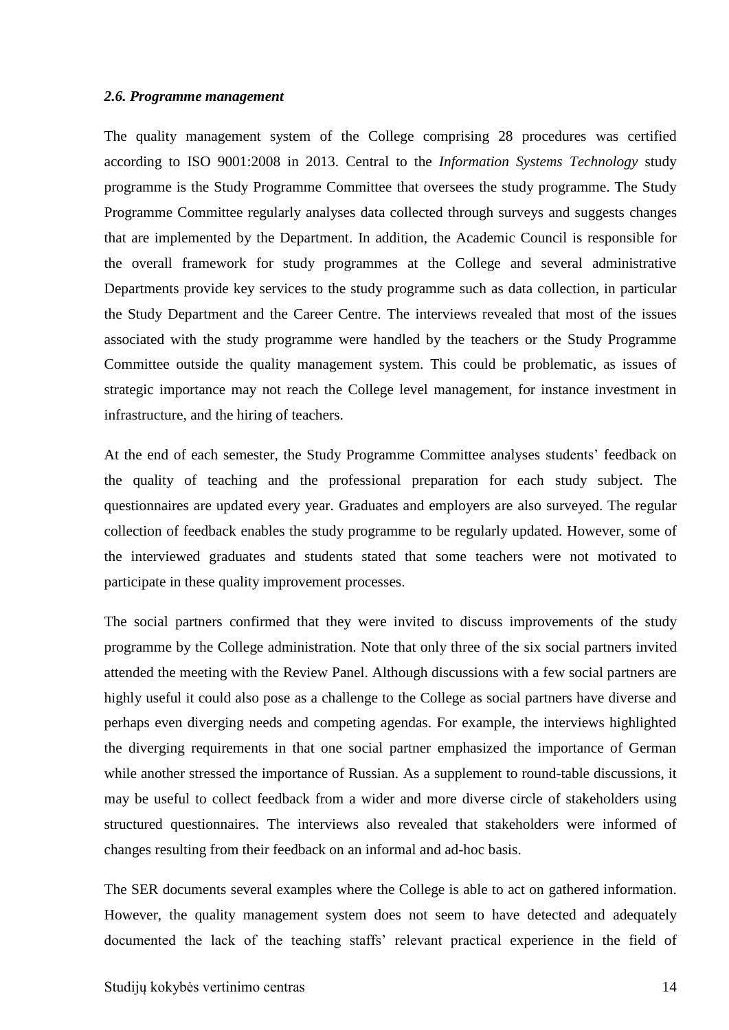### *2.6. Programme management*

The quality management system of the College comprising 28 procedures was certified according to ISO 9001:2008 in 2013. Central to the *Information Systems Technology* study programme is the Study Programme Committee that oversees the study programme. The Study Programme Committee regularly analyses data collected through surveys and suggests changes that are implemented by the Department. In addition, the Academic Council is responsible for the overall framework for study programmes at the College and several administrative Departments provide key services to the study programme such as data collection, in particular the Study Department and the Career Centre. The interviews revealed that most of the issues associated with the study programme were handled by the teachers or the Study Programme Committee outside the quality management system. This could be problematic, as issues of strategic importance may not reach the College level management, for instance investment in infrastructure, and the hiring of teachers.

At the end of each semester, the Study Programme Committee analyses students' feedback on the quality of teaching and the professional preparation for each study subject. The questionnaires are updated every year. Graduates and employers are also surveyed. The regular collection of feedback enables the study programme to be regularly updated. However, some of the interviewed graduates and students stated that some teachers were not motivated to participate in these quality improvement processes.

The social partners confirmed that they were invited to discuss improvements of the study programme by the College administration. Note that only three of the six social partners invited attended the meeting with the Review Panel. Although discussions with a few social partners are highly useful it could also pose as a challenge to the College as social partners have diverse and perhaps even diverging needs and competing agendas. For example, the interviews highlighted the diverging requirements in that one social partner emphasized the importance of German while another stressed the importance of Russian. As a supplement to round-table discussions, it may be useful to collect feedback from a wider and more diverse circle of stakeholders using structured questionnaires. The interviews also revealed that stakeholders were informed of changes resulting from their feedback on an informal and ad-hoc basis.

The SER documents several examples where the College is able to act on gathered information. However, the quality management system does not seem to have detected and adequately documented the lack of the teaching staffs' relevant practical experience in the field of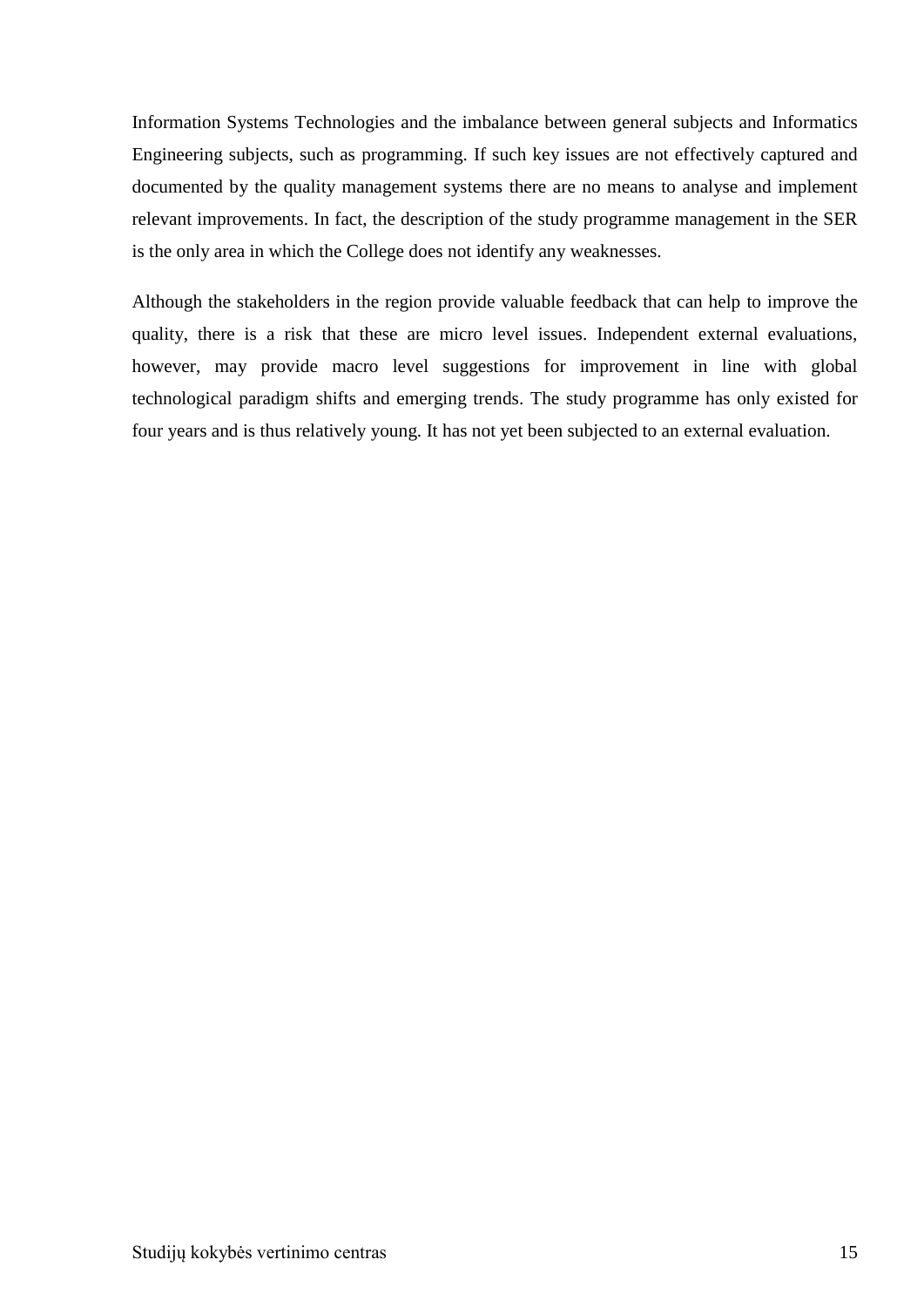Information Systems Technologies and the imbalance between general subjects and Informatics Engineering subjects, such as programming. If such key issues are not effectively captured and documented by the quality management systems there are no means to analyse and implement relevant improvements. In fact, the description of the study programme management in the SER is the only area in which the College does not identify any weaknesses.

Although the stakeholders in the region provide valuable feedback that can help to improve the quality, there is a risk that these are micro level issues. Independent external evaluations, however, may provide macro level suggestions for improvement in line with global technological paradigm shifts and emerging trends. The study programme has only existed for four years and is thus relatively young. It has not yet been subjected to an external evaluation.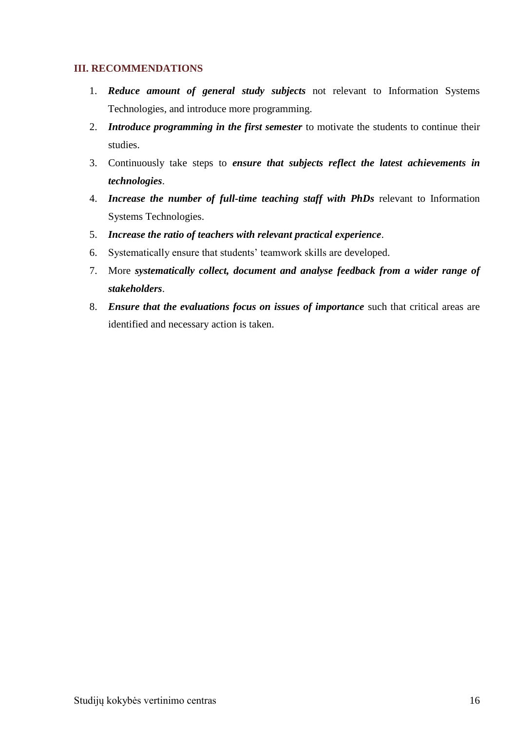## III. RECOMMENDATIONS

1. ***Reduce amount of general study subjects*** not relevant to Information Systems Technologies, and introduce more programming.
2. ***Introduce programming in the first semester*** to motivate the students to continue their studies.
3. Continuously take steps to ***ensure that subjects reflect the latest achievements in technologies***.
4. ***Increase the number of full-time teaching staff with PhDs*** relevant to Information Systems Technologies.
5. ***Increase the ratio of teachers with relevant practical experience***.
6. Systematically ensure that students' teamwork skills are developed.
7. More ***systematically collect, document and analyse feedback from a wider range of stakeholders***.
8. ***Ensure that the evaluations focus on issues of importance*** such that critical areas are identified and necessary action is taken.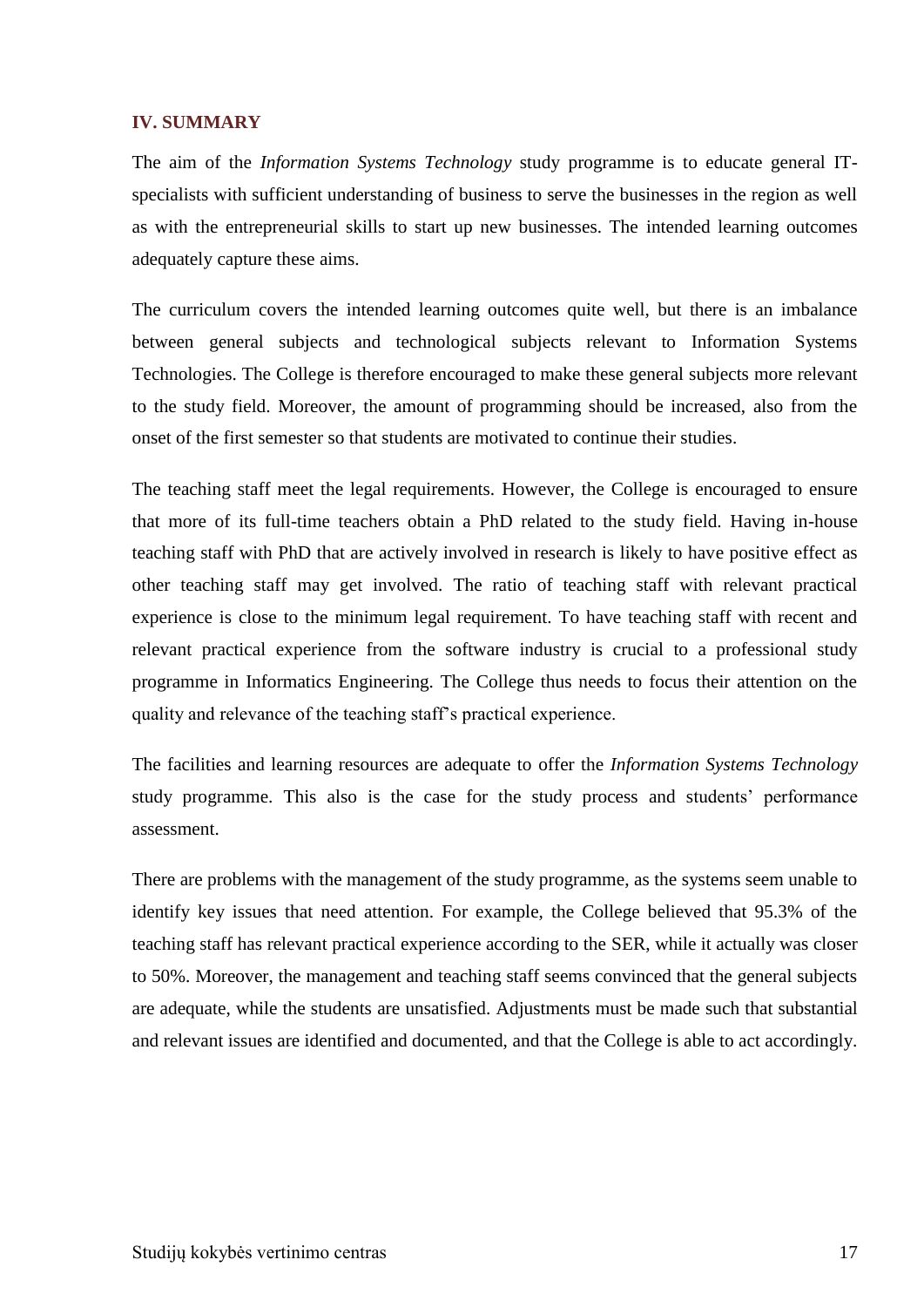## IV. SUMMARY

The aim of the *Information Systems Technology* study programme is to educate general IT-specialists with sufficient understanding of business to serve the businesses in the region as well as with the entrepreneurial skills to start up new businesses. The intended learning outcomes adequately capture these aims.

The curriculum covers the intended learning outcomes quite well, but there is an imbalance between general subjects and technological subjects relevant to Information Systems Technologies. The College is therefore encouraged to make these general subjects more relevant to the study field. Moreover, the amount of programming should be increased, also from the onset of the first semester so that students are motivated to continue their studies.

The teaching staff meet the legal requirements. However, the College is encouraged to ensure that more of its full-time teachers obtain a PhD related to the study field. Having in-house teaching staff with PhD that are actively involved in research is likely to have positive effect as other teaching staff may get involved. The ratio of teaching staff with relevant practical experience is close to the minimum legal requirement. To have teaching staff with recent and relevant practical experience from the software industry is crucial to a professional study programme in Informatics Engineering. The College thus needs to focus their attention on the quality and relevance of the teaching staff's practical experience.

The facilities and learning resources are adequate to offer the *Information Systems Technology* study programme. This also is the case for the study process and students' performance assessment.

There are problems with the management of the study programme, as the systems seem unable to identify key issues that need attention. For example, the College believed that 95.3% of the teaching staff has relevant practical experience according to the SER, while it actually was closer to 50%. Moreover, the management and teaching staff seems convinced that the general subjects are adequate, while the students are unsatisfied. Adjustments must be made such that substantial and relevant issues are identified and documented, and that the College is able to act accordingly.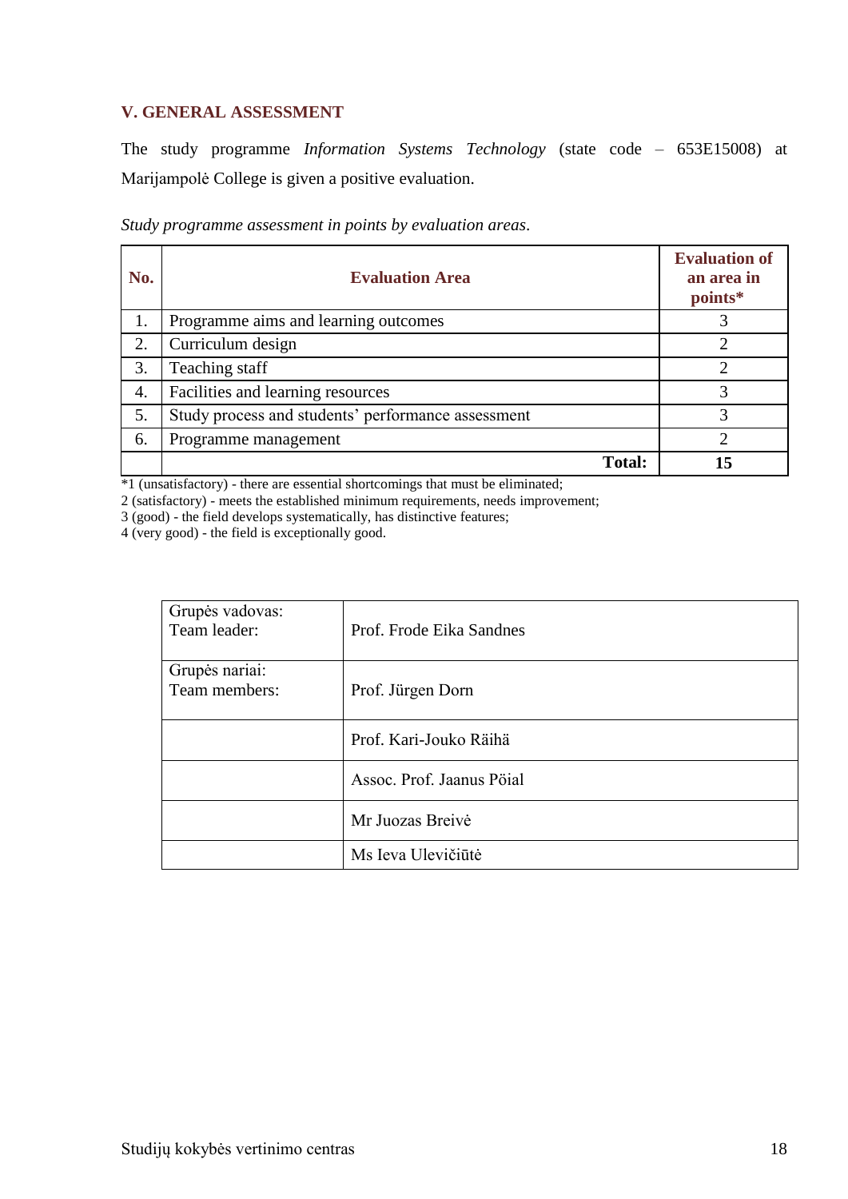## V. GENERAL ASSESSMENT

The study programme *Information Systems Technology* (state code – 653E15008) at Marijampolė College is given a positive evaluation.

*Study programme assessment in points by evaluation areas*.

| No. | Evaluation Area | Evaluation of an area in points* |
|---|---|---|
| 1. | Programme aims and learning outcomes | 3 |
| 2. | Curriculum design | 2 |
| 3. | Teaching staff | 2 |
| 4. | Facilities and learning resources | 3 |
| 5. | Study process and students' performance assessment | 3 |
| 6. | Programme management | 2 |
| | **Total:** | **15** |

*1 (unsatisfactory) - there are essential shortcomings that must be eliminated;
2 (satisfactory) - meets the established minimum requirements, needs improvement;
3 (good) - the field develops systematically, has distinctive features;
4 (very good) - the field is exceptionally good.

| Grupės vadovas: Team leader: | Prof. Frode Eika Sandnes |
|---|---|
| Grupės nariai: Team members: | Prof. Jürgen Dorn |
| | Prof. Kari-Jouko Räihä |
| | Assoc. Prof. Jaanus Pöial |
| | Mr Juozas Breivė |
| | Ms Ieva Ulevičiūtė |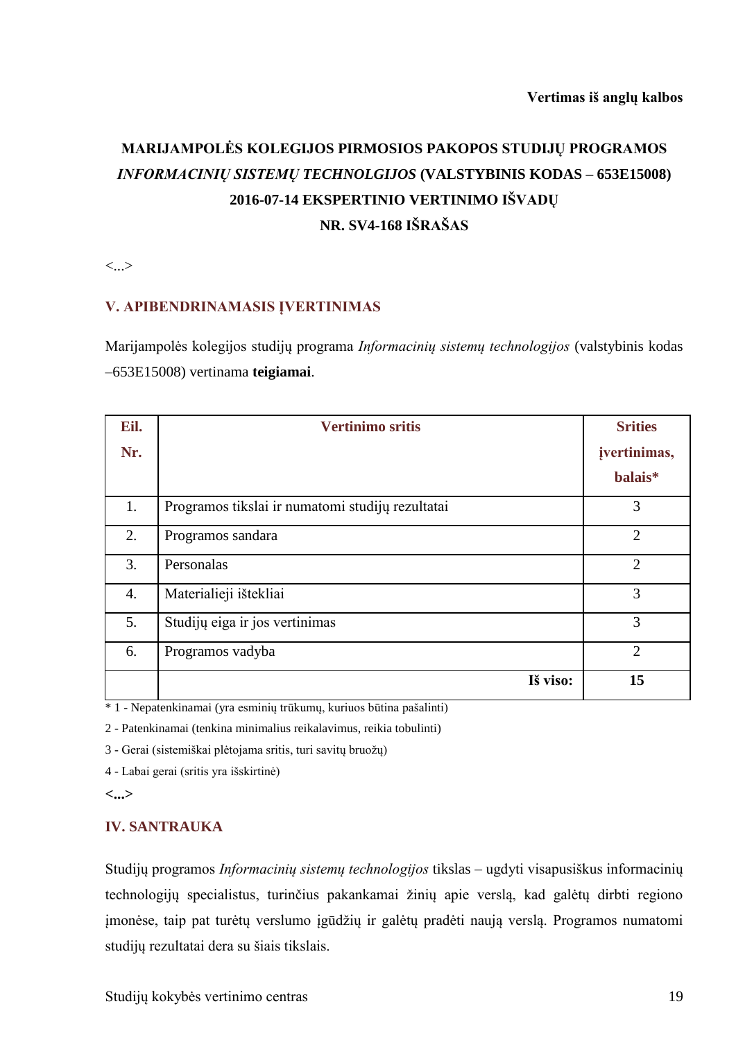**Vertimas iš anglų kalbos**

# MARIJAMPOLĖS KOLEGIJOS PIRMOSIOS PAKOPOS STUDIJŲ PROGRAMOS *INFORMACINIŲ SISTEMŲ TECHNOLGIJOS* (VALSTYBINIS KODAS – 653E15008) 2016-07-14 EKSPERTINIO VERTINIMO IŠVADŲ NR. SV4-168 IŠRAŠAS

<...>

## V. APIBENDRINAMASIS ĮVERTINIMAS

Marijampolės kolegijos studijų programa *Informacinių sistemų technologijos* (valstybinis kodas –653E15008) vertinama **teigiamai**.

| Eil. Nr. | Vertinimo sritis | Srities įvertinimas, balais* |
|---|---|---|
| 1. | Programos tikslai ir numatomi studijų rezultatai | 3 |
| 2. | Programos sandara | 2 |
| 3. | Personalas | 2 |
| 4. | Materialieji ištekliai | 3 |
| 5. | Studijų eiga ir jos vertinimas | 3 |
| 6. | Programos vadyba | 2 |
| | **Iš viso:** | **15** |

\* 1 - Nepatenkinamai (yra esminių trūkumų, kuriuos būtina pašalinti)

2 - Patenkinamai (tenkina minimalius reikalavimus, reikia tobulinti)

3 - Gerai (sistemiškai plėtojama sritis, turi savitų bruožų)

4 - Labai gerai (sritis yra išskirtinė)

**<...>**

## IV. SANTRAUKA

Studijų programos *Informacinių sistemų technologijos* tikslas – ugdyti visapusiškus informacinių technologijų specialistus, turinčius pakankamai žinių apie verslą, kad galėtų dirbti regiono įmonėse, taip pat turėtų verslumo įgūdžių ir galėtų pradėti naują verslą. Programos numatomi studijų rezultatai dera su šiais tikslais.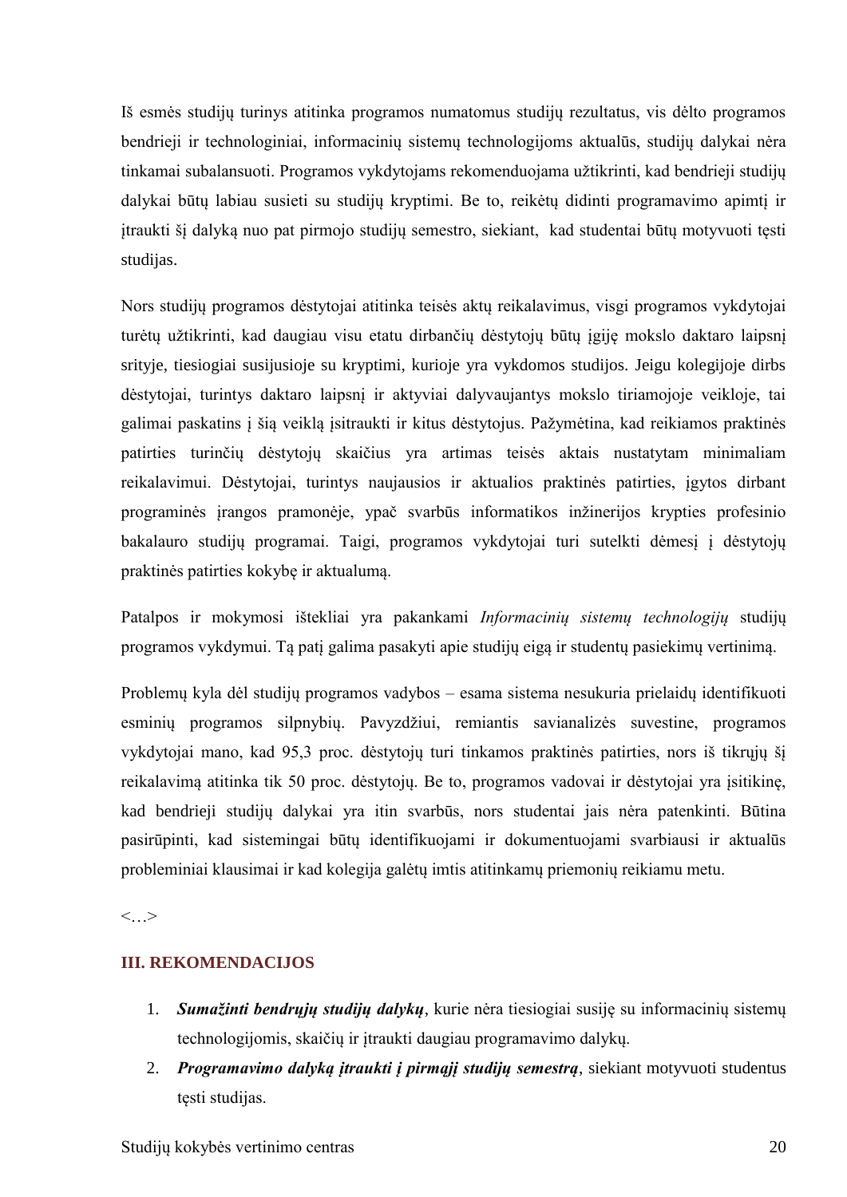Iš esmės studijų turinys atitinka programos numatomus studijų rezultatus, vis dėlto programos bendrieji ir technologiniai, informacinių sistemų technologijoms aktualūs, studijų dalykai nėra tinkamai subalansuoti. Programos vykdytojams rekomenduojama užtikrinti, kad bendrieji studijų dalykai būtų labiau susieti su studijų kryptimi. Be to, reikėtų didinti programavimo apimtį ir įtraukti šį dalyką nuo pat pirmojo studijų semestro, siekiant, kad studentai būtų motyvuoti tęsti studijas.

Nors studijų programos dėstytojai atitinka teisės aktų reikalavimus, visgi programos vykdytojai turėtų užtikrinti, kad daugiau visu etatu dirbančių dėstytojų būtų įgiję mokslo daktaro laipsnį srityje, tiesiogiai susijusioje su kryptimi, kurioje yra vykdomos studijos. Jeigu kolegijoje dirbs dėstytojai, turintys daktaro laipsnį ir aktyviai dalyvaujantys mokslo tiriamojoje veikloje, tai galimai paskatins į šią veiklą įsitraukti ir kitus dėstytojus. Pažymėtina, kad reikiamos praktinės patirties turinčių dėstytojų skaičius yra artimas teisės aktais nustatytam minimaliam reikalavimui. Dėstytojai, turintys naujausios ir aktualios praktinės patirties, įgytos dirbant programinės įrangos pramonėje, ypač svarbūs informatikos inžinerijos krypties profesinio bakalauro studijų programai. Taigi, programos vykdytojai turi sutelkti dėmesį į dėstytojų praktinės patirties kokybę ir aktualumą.

Patalpos ir mokymosi ištekliai yra pakankami *Informacinių sistemų technologijų* studijų programos vykdymui. Tą patį galima pasakyti apie studijų eigą ir studentų pasiekimų vertinimą.

Problemų kyla dėl studijų programos vadybos – esama sistema nesukuria prielaidų identifikuoti esminių programos silpnybių. Pavyzdžiui, remiantis savianalizės suvestine, programos vykdytojai mano, kad 95,3 proc. dėstytojų turi tinkamos praktinės patirties, nors iš tikrųjų šį reikalavimą atitinka tik 50 proc. dėstytojų. Be to, programos vadovai ir dėstytojai yra įsitikinę, kad bendrieji studijų dalykai yra itin svarbūs, nors studentai jais nėra patenkinti. Būtina pasirūpinti, kad sistemingai būtų identifikuojami ir dokumentuojami svarbiausi ir aktualūs probleminiai klausimai ir kad kolegija galėtų imtis atitinkamų priemonių reikiamu metu.

<…>

## III. REKOMENDACIJOS

1. ***Sumažinti bendrųjų studijų dalykų***, kurie nėra tiesiogiai susiję su informacinių sistemų technologijomis, skaičių ir įtraukti daugiau programavimo dalykų.
2. ***Programavimo dalyką įtraukti į pirmąjį studijų semestrą***, siekiant motyvuoti studentus tęsti studijas.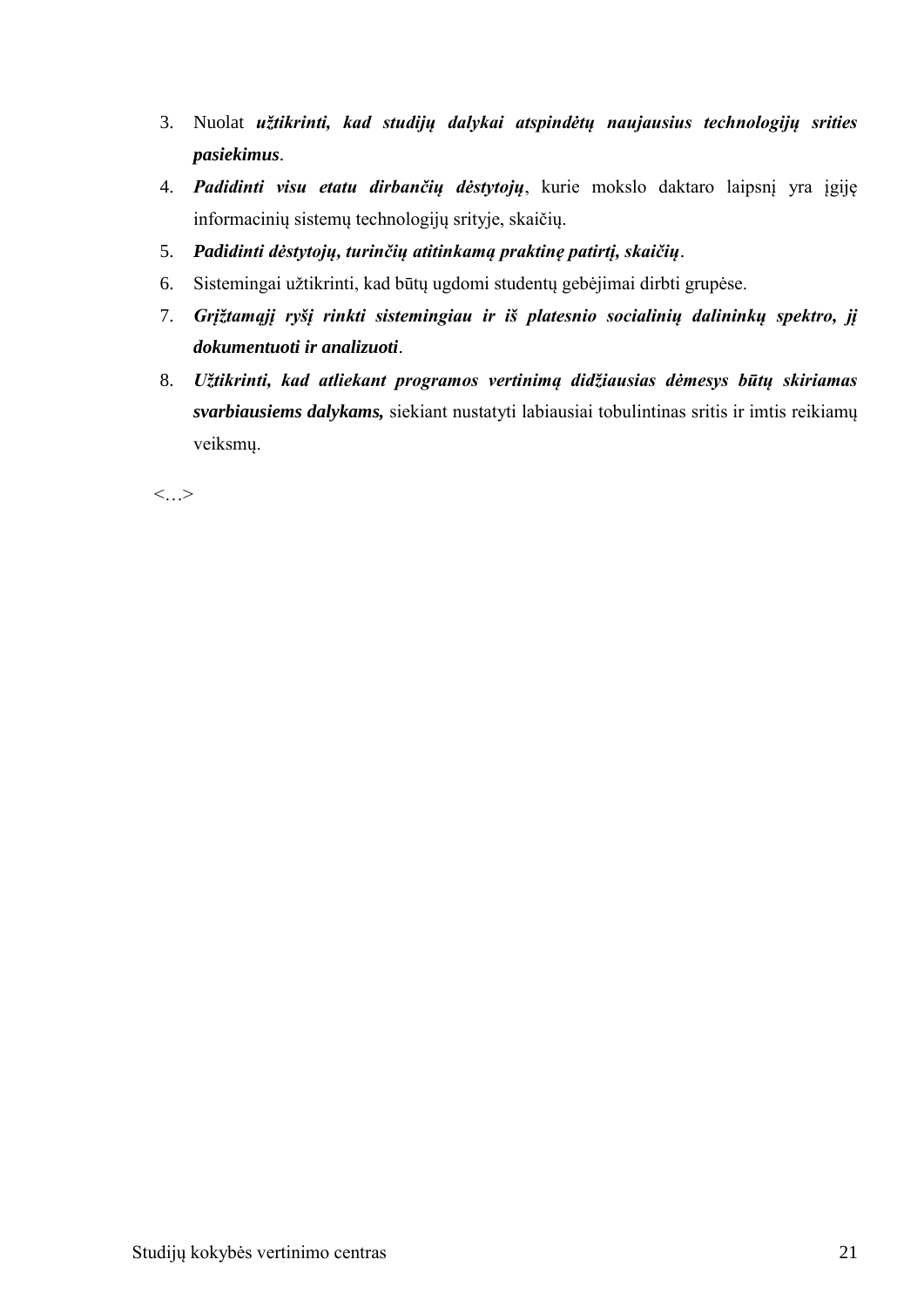3. Nuolat ***užtikrinti, kad studijų dalykai atspindėtų naujausius technologijų srities pasiekimus***.
4. ***Padidinti visu etatu dirbančių dėstytojų***, kurie mokslo daktaro laipsnį yra įgiję informacinių sistemų technologijų srityje, skaičių.
5. ***Padidinti dėstytojų, turinčių atitinkamą praktinę patirtį, skaičių***.
6. Sistemingai užtikrinti, kad būtų ugdomi studentų gebėjimai dirbti grupėse.
7. ***Grįžtamąjį ryšį rinkti sistemingiau ir iš platesnio socialinių dalininkų spektro, jį dokumentuoti ir analizuoti***.
8. ***Užtikrinti, kad atliekant programos vertinimą didžiausias dėmesys būtų skiriamas svarbiausiems dalykams,*** siekiant nustatyti labiausiai tobulintinas sritis ir imtis reikiamų veiksmų.

<…>